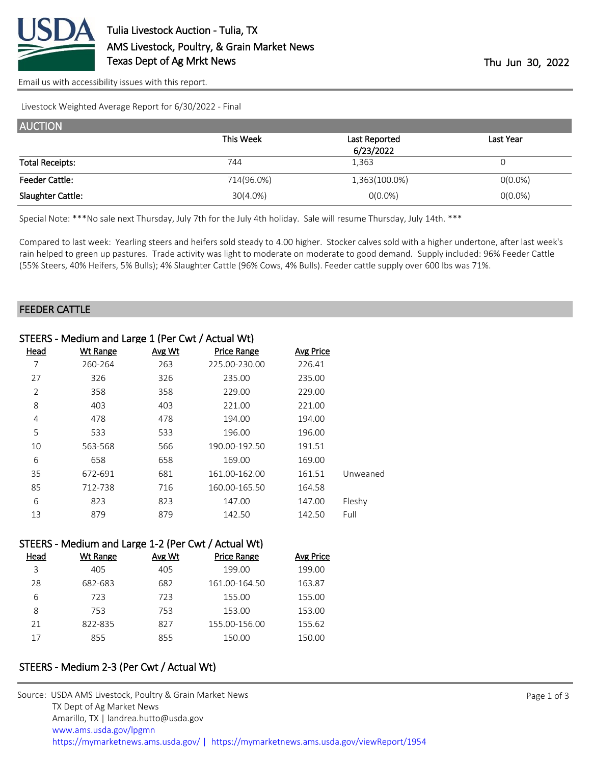# Tulia Livestock Auction - Tulia, TX

AMS Livestock, Poultry, & Grain Market News

Texas Dept of Ag Mrkt News

Thu Jun 30, 2022

Email us with accessibility issues with this report.

Livestock Weighted Average Report for 6/30/2022 - Final

## AUCTION

| | This Week | Last Reported 6/23/2022 | Last Year |
|---|---|---|---|
| Total Receipts: | 744 | 1,363 | 0 |
| Feeder Cattle: | 714(96.0%) | 1,363(100.0%) | 0(0.0%) |
| Slaughter Cattle: | 30(4.0%) | 0(0.0%) | 0(0.0%) |

Special Note: ***No sale next Thursday, July 7th for the July 4th holiday. Sale will resume Thursday, July 14th. ***

Compared to last week: Yearling steers and heifers sold steady to 4.00 higher. Stocker calves sold with a higher undertone, after last week's rain helped to green up pastures. Trade activity was light to moderate on moderate to good demand. Supply included: 96% Feeder Cattle (55% Steers, 40% Heifers, 5% Bulls); 4% Slaughter Cattle (96% Cows, 4% Bulls). Feeder cattle supply over 600 lbs was 71%.

## FEEDER CATTLE

### STEERS - Medium and Large 1 (Per Cwt / Actual Wt)

| Head | Wt Range | Avg Wt | Price Range | Avg Price | |
|---|---|---|---|---|---|
| 7 | 260-264 | 263 | 225.00-230.00 | 226.41 | |
| 27 | 326 | 326 | 235.00 | 235.00 | |
| 2 | 358 | 358 | 229.00 | 229.00 | |
| 8 | 403 | 403 | 221.00 | 221.00 | |
| 4 | 478 | 478 | 194.00 | 194.00 | |
| 5 | 533 | 533 | 196.00 | 196.00 | |
| 10 | 563-568 | 566 | 190.00-192.50 | 191.51 | |
| 6 | 658 | 658 | 169.00 | 169.00 | |
| 35 | 672-691 | 681 | 161.00-162.00 | 161.51 | Unweaned |
| 85 | 712-738 | 716 | 160.00-165.50 | 164.58 | |
| 6 | 823 | 823 | 147.00 | 147.00 | Fleshy |
| 13 | 879 | 879 | 142.50 | 142.50 | Full |

### STEERS - Medium and Large 1-2 (Per Cwt / Actual Wt)

| Head | Wt Range | Avg Wt | Price Range | Avg Price |
|---|---|---|---|---|
| 3 | 405 | 405 | 199.00 | 199.00 |
| 28 | 682-683 | 682 | 161.00-164.50 | 163.87 |
| 6 | 723 | 723 | 155.00 | 155.00 |
| 8 | 753 | 753 | 153.00 | 153.00 |
| 21 | 822-835 | 827 | 155.00-156.00 | 155.62 |
| 17 | 855 | 855 | 150.00 | 150.00 |

### STEERS - Medium 2-3 (Per Cwt / Actual Wt)

Source: USDA AMS Livestock, Poultry & Grain Market News
TX Dept of Ag Market News
Amarillo, TX | landrea.hutto@usda.gov
www.ams.usda.gov/lpgmn
https://mymarketnews.ams.usda.gov/ | https://mymarketnews.ams.usda.gov/viewReport/1954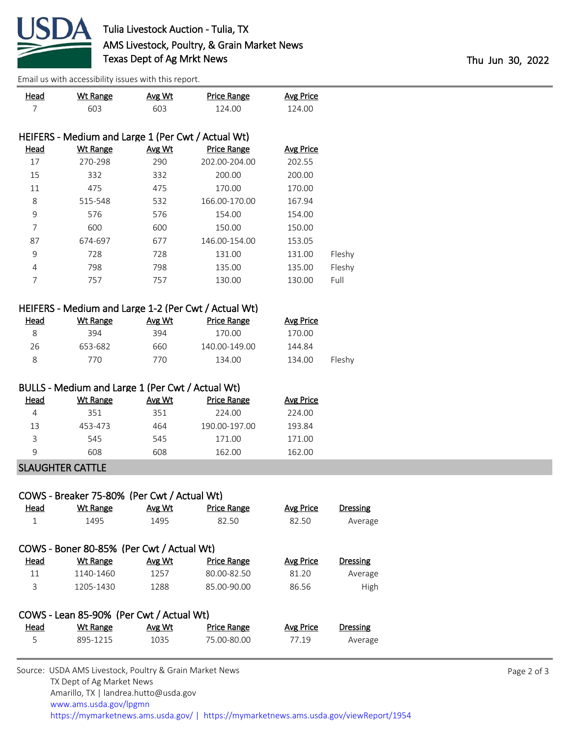Email us with accessibility issues with this report.

| Head | Wt Range | Avg Wt | Price Range | Avg Price |
|---|---|---|---|---|
| 7 | 603 | 603 | 124.00 | 124.00 |

### HEIFERS - Medium and Large 1 (Per Cwt / Actual Wt)

| Head | Wt Range | Avg Wt | Price Range | Avg Price | |
|---|---|---|---|---|---|
| 17 | 270-298 | 290 | 202.00-204.00 | 202.55 | |
| 15 | 332 | 332 | 200.00 | 200.00 | |
| 11 | 475 | 475 | 170.00 | 170.00 | |
| 8 | 515-548 | 532 | 166.00-170.00 | 167.94 | |
| 9 | 576 | 576 | 154.00 | 154.00 | |
| 7 | 600 | 600 | 150.00 | 150.00 | |
| 87 | 674-697 | 677 | 146.00-154.00 | 153.05 | |
| 9 | 728 | 728 | 131.00 | 131.00 | Fleshy |
| 4 | 798 | 798 | 135.00 | 135.00 | Fleshy |
| 7 | 757 | 757 | 130.00 | 130.00 | Full |

### HEIFERS - Medium and Large 1-2 (Per Cwt / Actual Wt)

| Head | Wt Range | Avg Wt | Price Range | Avg Price | |
|---|---|---|---|---|---|
| 8 | 394 | 394 | 170.00 | 170.00 | |
| 26 | 653-682 | 660 | 140.00-149.00 | 144.84 | |
| 8 | 770 | 770 | 134.00 | 134.00 | Fleshy |

### BULLS - Medium and Large 1 (Per Cwt / Actual Wt)

| Head | Wt Range | Avg Wt | Price Range | Avg Price |
|---|---|---|---|---|
| 4 | 351 | 351 | 224.00 | 224.00 |
| 13 | 453-473 | 464 | 190.00-197.00 | 193.84 |
| 3 | 545 | 545 | 171.00 | 171.00 |
| 9 | 608 | 608 | 162.00 | 162.00 |

## SLAUGHTER CATTLE

### COWS - Breaker 75-80% (Per Cwt / Actual Wt)

| Head | Wt Range | Avg Wt | Price Range | Avg Price | Dressing |
|---|---|---|---|---|---|
| 1 | 1495 | 1495 | 82.50 | 82.50 | Average |

### COWS - Boner 80-85% (Per Cwt / Actual Wt)

| Head | Wt Range | Avg Wt | Price Range | Avg Price | Dressing |
|---|---|---|---|---|---|
| 11 | 1140-1460 | 1257 | 80.00-82.50 | 81.20 | Average |
| 3 | 1205-1430 | 1288 | 85.00-90.00 | 86.56 | High |

### COWS - Lean 85-90% (Per Cwt / Actual Wt)

| Head | Wt Range | Avg Wt | Price Range | Avg Price | Dressing |
|---|---|---|---|---|---|
| 5 | 895-1215 | 1035 | 75.00-80.00 | 77.19 | Average |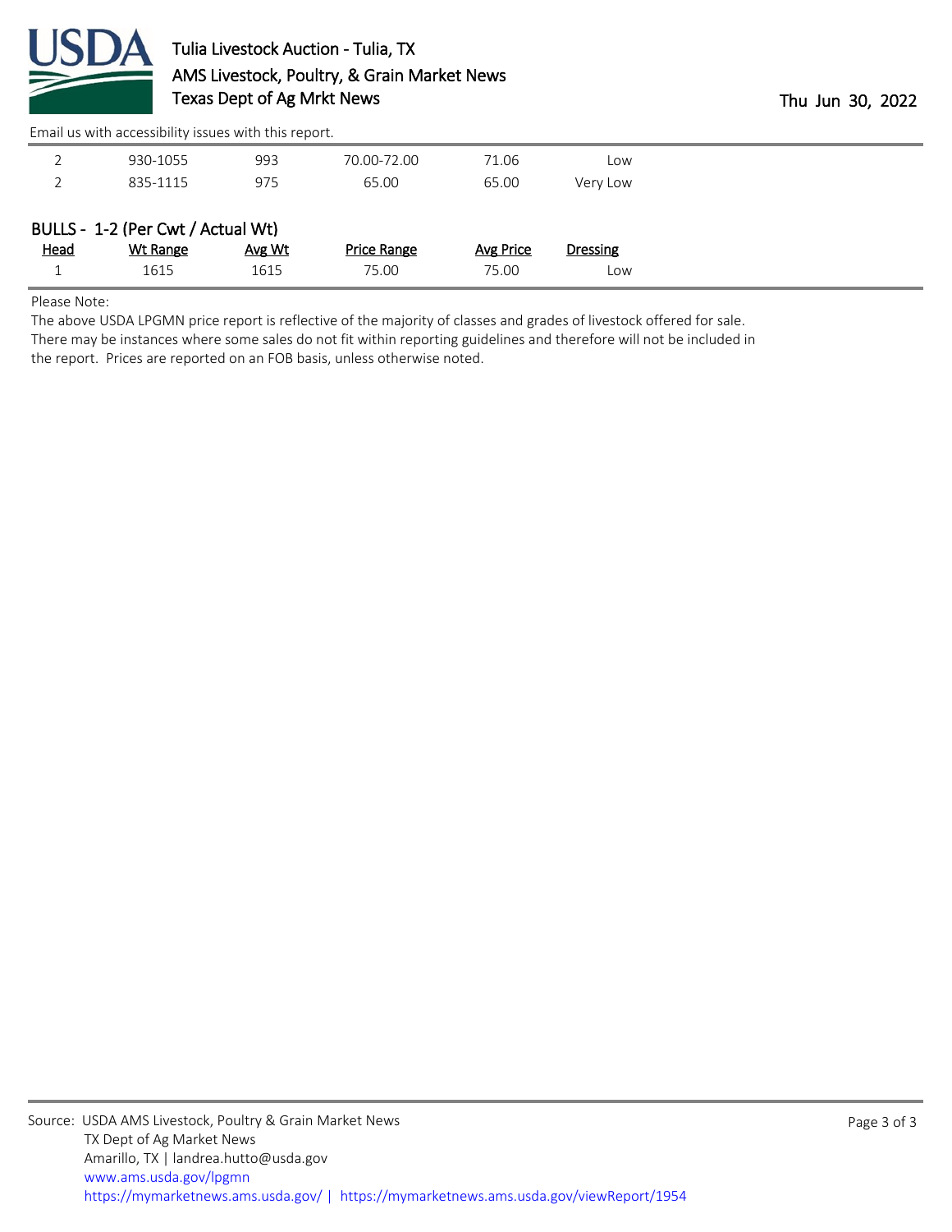Email us with accessibility issues with this report.

| | | | | | |
|---|---|---|---|---|---|
| 2 | 930-1055 | 993 | 70.00-72.00 | 71.06 | Low |
| 2 | 835-1115 | 975 | 65.00 | 65.00 | Very Low |

### BULLS - 1-2 (Per Cwt / Actual Wt)

| Head | Wt Range | Avg Wt | Price Range | Avg Price | Dressing |
|---|---|---|---|---|---|
| 1 | 1615 | 1615 | 75.00 | 75.00 | Low |

Please Note:
The above USDA LPGMN price report is reflective of the majority of classes and grades of livestock offered for sale. There may be instances where some sales do not fit within reporting guidelines and therefore will not be included in the report. Prices are reported on an FOB basis, unless otherwise noted.

Source: USDA AMS Livestock, Poultry & Grain Market News
TX Dept of Ag Market News
Amarillo, TX | landrea.hutto@usda.gov
www.ams.usda.gov/lpgmn
https://mymarketnews.ams.usda.gov/ | https://mymarketnews.ams.usda.gov/viewReport/1954